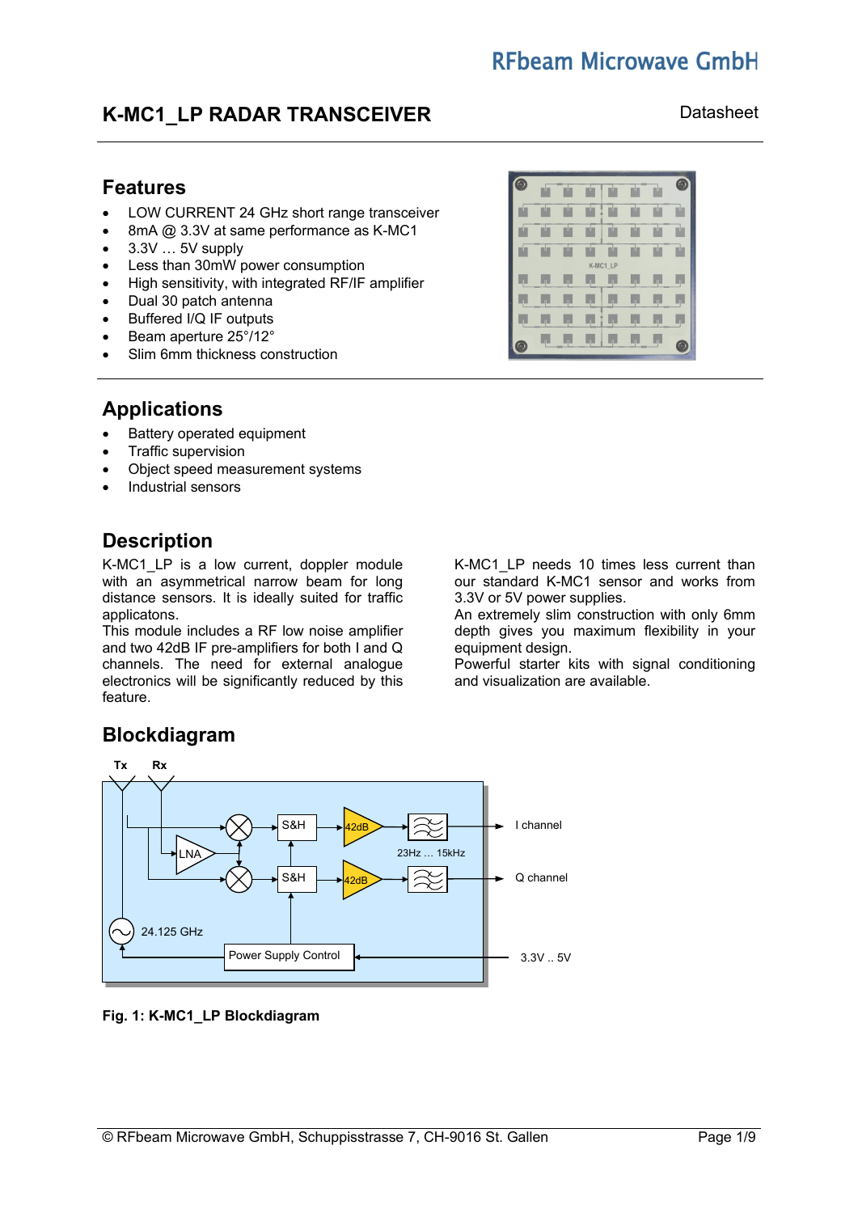RFbeam Microwave GmbH

# K-MC1_LP RADAR TRANSCEIVER

Datasheet

## Features

- LOW CURRENT 24 GHz short range transceiver
- 8mA @ 3.3V at same performance as K-MC1
- 3.3V … 5V supply
- Less than 30mW power consumption
- High sensitivity, with integrated RF/IF amplifier
- Dual 30 patch antenna
- Buffered I/Q IF outputs
- Beam aperture 25°/12°
- Slim 6mm thickness construction

## Applications

- Battery operated equipment
- Traffic supervision
- Object speed measurement systems
- Industrial sensors

## Description

K-MC1_LP is a low current, doppler module with an asymmetrical narrow beam for long distance sensors. It is ideally suited for traffic applicatons.
This module includes a RF low noise amplifier and two 42dB IF pre-amplifiers for both I and Q channels. The need for external analogue electronics will be significantly reduced by this feature.

K-MC1_LP needs 10 times less current than our standard K-MC1 sensor and works from 3.3V or 5V power supplies.
An extremely slim construction with only 6mm depth gives you maximum flexibility in your equipment design.
Powerful starter kits with signal conditioning and visualization are available.

## Blockdiagram

Tx Rx LNA S&H S&H 42dB 42dB 23Hz … 15kHz I channel Q channel 24.125 GHz Power Supply Control 3.3V .. 5V

**Fig. 1: K-MC1_LP Blockdiagram**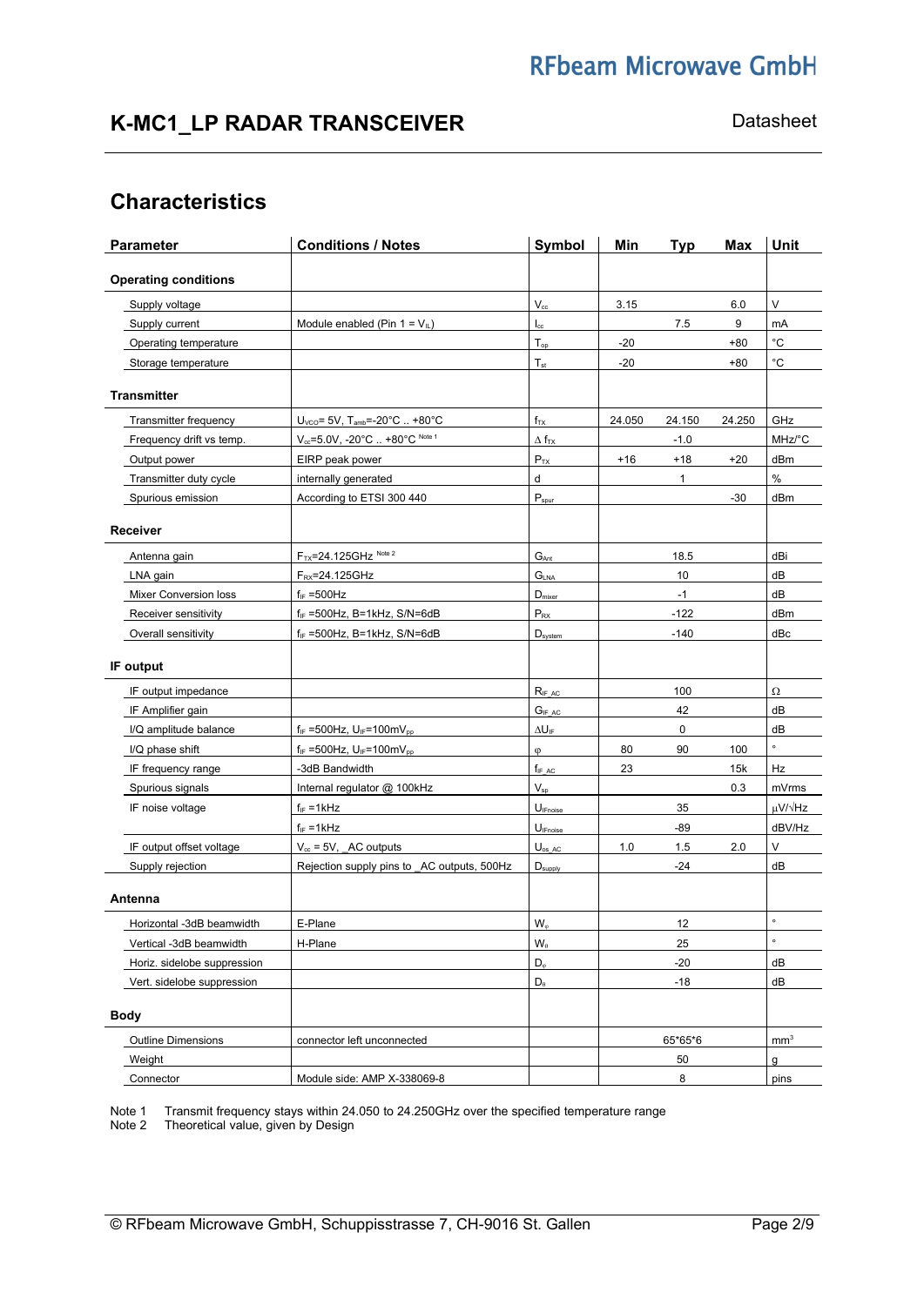## Characteristics

| Parameter | Conditions / Notes | Symbol | Min | Typ | Max | Unit |
|---|---|---|---|---|---|---|
| **Operating conditions** | | | | | | |
| Supply voltage | | $V_{cc}$ | 3.15 | | 6.0 | V |
| Supply current | Module enabled (Pin 1 = $V_{IL}$) | $I_{cc}$ | | 7.5 | 9 | mA |
| Operating temperature | | $T_{op}$ | -20 | | +80 | °C |
| Storage temperature | | $T_{st}$ | -20 | | +80 | °C |
| **Transmitter** | | | | | | |
| Transmitter frequency | $U_{VCO}$= 5V, $T_{amb}$=-20°C .. +80°C | $f_{TX}$ | 24.050 | 24.150 | 24.250 | GHz |
| Frequency drift vs temp. | $V_{cc}$=5.0V, -20°C .. +80°C Note 1 | $\Delta$ $f_{TX}$ | | -1.0 | | MHz/°C |
| Output power | EIRP peak power | $P_{TX}$ | +16 | +18 | +20 | dBm |
| Transmitter duty cycle | internally generated | d | | 1 | | % |
| Spurious emission | According to ETSI 300 440 | $P_{spur}$ | | | -30 | dBm |
| **Receiver** | | | | | | |
| Antenna gain | $F_{TX}$=24.125GHz Note 2 | $G_{Ant}$ | | 18.5 | | dBi |
| LNA gain | $F_{RX}$=24.125GHz | $G_{LNA}$ | | 10 | | dB |
| Mixer Conversion loss | $f_{IF}$ =500Hz | $D_{mixer}$ | | -1 | | dB |
| Receiver sensitivity | $f_{IF}$ =500Hz, B=1kHz, S/N=6dB | $P_{RX}$ | | -122 | | dBm |
| Overall sensitivity | $f_{IF}$ =500Hz, B=1kHz, S/N=6dB | $D_{system}$ | | -140 | | dBc |
| **IF output** | | | | | | |
| IF output impedance | | $R_{IF\_AC}$ | | 100 | | Ω |
| IF Amplifier gain | | $G_{IF\_AC}$ | | 42 | | dB |
| I/Q amplitude balance | $f_{IF}$ =500Hz, $U_{IF}$=100m$V_{pp}$ | $\Delta U_{IF}$ | | 0 | | dB |
| I/Q phase shift | $f_{IF}$ =500Hz, $U_{IF}$=100m$V_{pp}$ | $\varphi$ | 80 | 90 | 100 | ° |
| IF frequency range | -3dB Bandwidth | $f_{IF\_AC}$ | 23 | | 15k | Hz |
| Spurious signals | Internal regulator @ 100kHz | $V_{sp}$ | | | 0.3 | mVrms |
| IF noise voltage | $f_{IF}$ =1kHz | $U_{IFnoise}$ | | 35 | | μV/√Hz |
| | $f_{IF}$ =1kHz | $U_{IFnoise}$ | | -89 | | dBV/Hz |
| IF output offset voltage | $V_{cc}$ = 5V, _AC outputs | $U_{os\_AC}$ | 1.0 | 1.5 | 2.0 | V |
| Supply rejection | Rejection supply pins to _AC outputs, 500Hz | $D_{supply}$ | | -24 | | dB |
| **Antenna** | | | | | | |
| Horizontal -3dB beamwidth | E-Plane | $W_{\varphi}$ | | 12 | | ° |
| Vertical -3dB beamwidth | H-Plane | $W_{\theta}$ | | 25 | | ° |
| Horiz. sidelobe suppression | | $D_{\varphi}$ | | -20 | | dB |
| Vert. sidelobe suppression | | $D_{\theta}$ | | -18 | | dB |
| **Body** | | | | | | |
| Outline Dimensions | connector left unconnected | | | 65*65*6 | | mm³ |
| Weight | | | | 50 | | g |
| Connector | Module side: AMP X-338069-8 | | | 8 | | pins |

Note 1 Transmit frequency stays within 24.050 to 24.250GHz over the specified temperature range
Note 2 Theoretical value, given by Design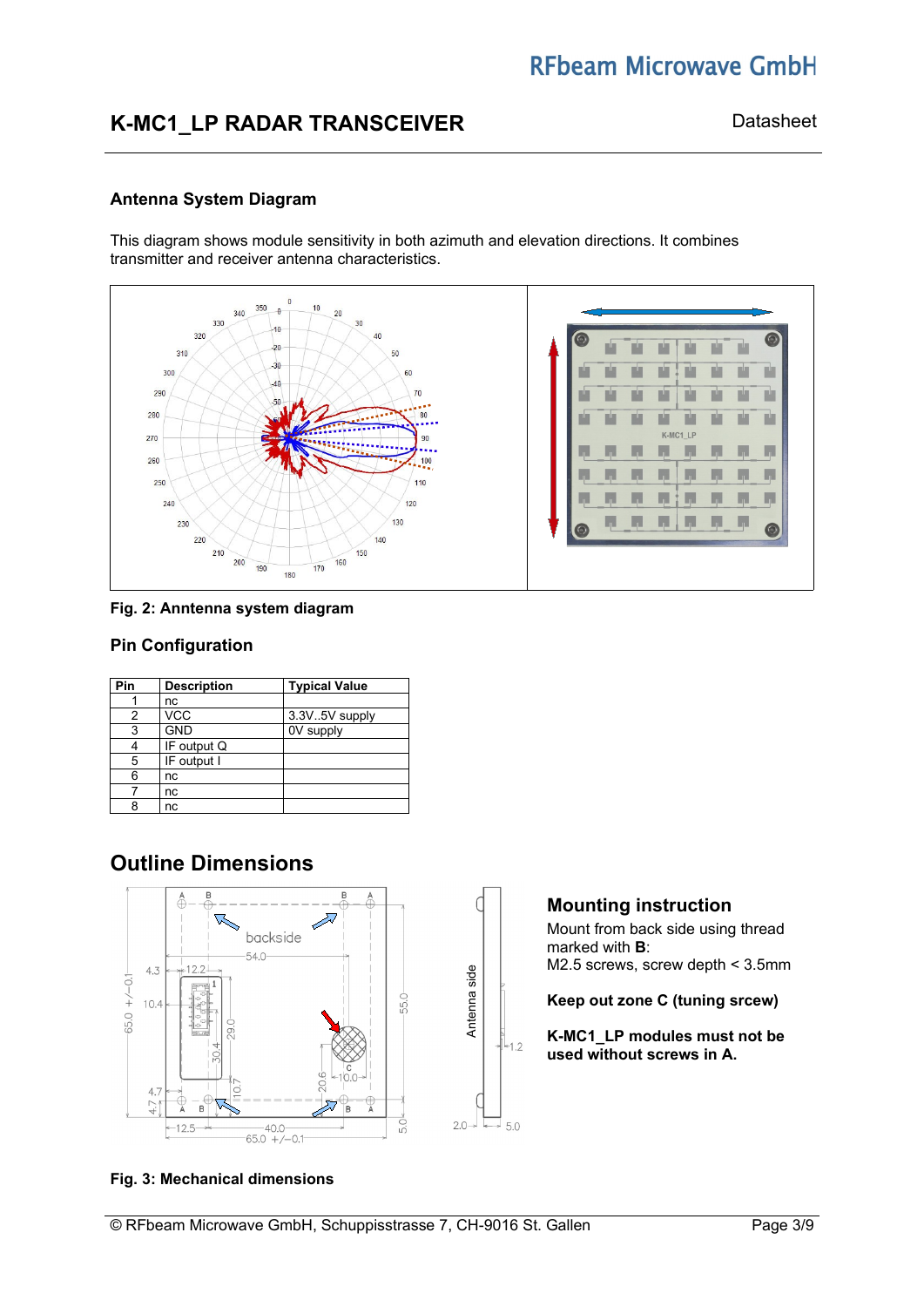## Antenna System Diagram

This diagram shows module sensitivity in both azimuth and elevation directions. It combines transmitter and receiver antenna characteristics.

Fig. 2: Anntenna system diagram

## Pin Configuration

| Pin | Description | Typical Value |
|---|---|---|
| 1 | nc | |
| 2 | VCC | 3.3V..5V supply |
| 3 | GND | 0V supply |
| 4 | IF output Q | |
| 5 | IF output I | |
| 6 | nc | |
| 7 | nc | |
| 8 | nc | |

# Outline Dimensions

### Mounting instruction

Mount from back side using thread marked with **B**:
M2.5 screws, screw depth < 3.5mm

**Keep out zone C (tuning srcew)**

**K-MC1_LP modules must not be used without screws in A.**

**Fig. 3: Mechanical dimensions**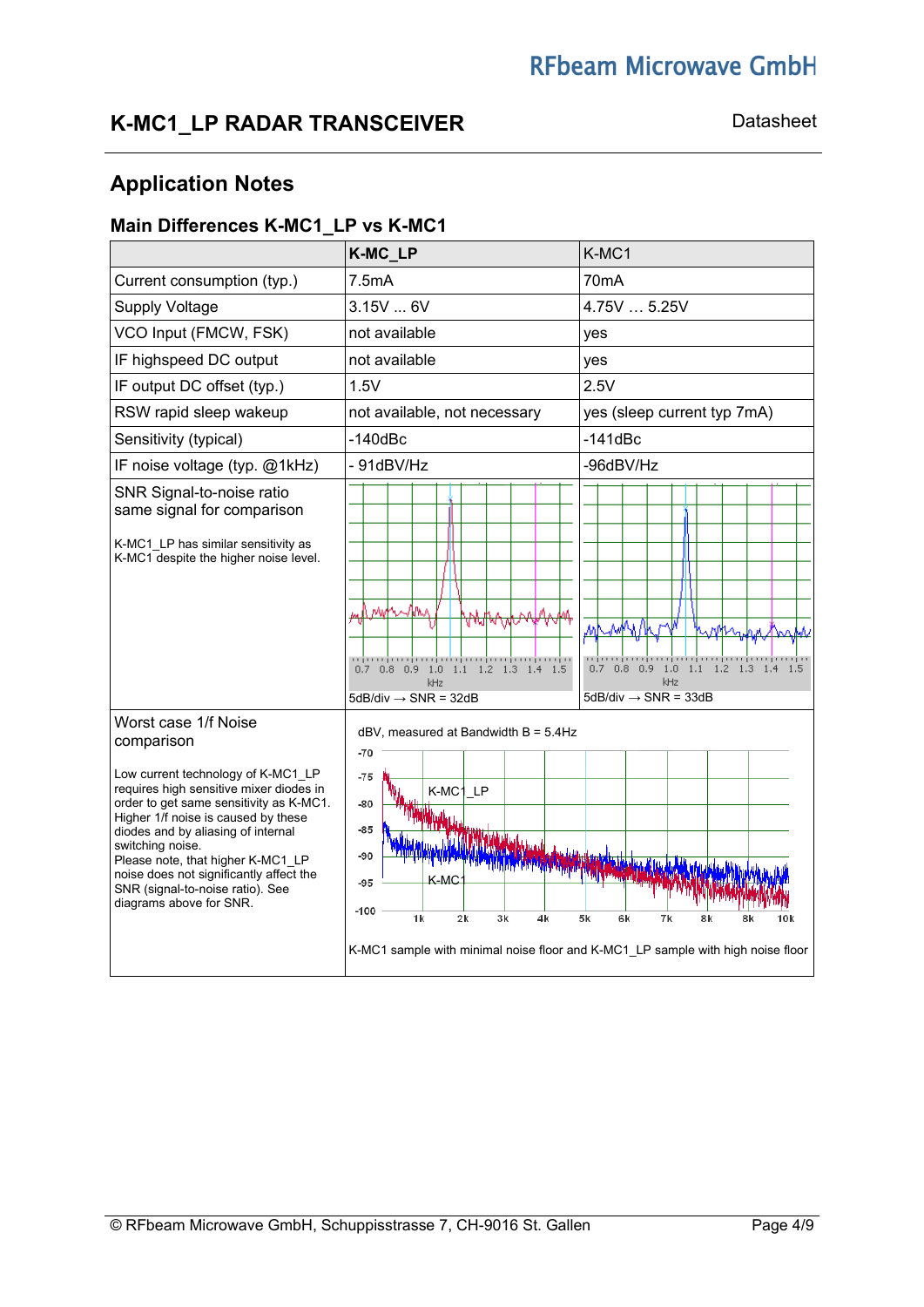## Application Notes

### Main Differences K-MC1_LP vs K-MC1

| | K-MC_LP | K-MC1 |
|---|---|---|
| Current consumption (typ.) | 7.5mA | 70mA |
| Supply Voltage | 3.15V ... 6V | 4.75V … 5.25V |
| VCO Input (FMCW, FSK) | not available | yes |
| IF highspeed DC output | not available | yes |
| IF output DC offset (typ.) | 1.5V | 2.5V |
| RSW rapid sleep wakeup | not available, not necessary | yes (sleep current typ 7mA) |
| Sensitivity (typical) | -140dBc | -141dBc |
| IF noise voltage (typ. @1kHz) | - 91dBV/Hz | -96dBV/Hz |
| SNR Signal-to-noise ratio same signal for comparison<br><br>K-MC1_LP has similar sensitivity as K-MC1 despite the higher noise level. | kHz<br>5dB/div → SNR = 32dB | kHz<br>5dB/div → SNR = 33dB |
| Worst case 1/f Noise comparison<br><br>Low current technology of K-MC1_LP requires high sensitive mixer diodes in order to get same sensitivity as K-MC1. Higher 1/f noise is caused by these diodes and by aliasing of internal switching noise.<br>Please note, that higher K-MC1_LP noise does not significantly affect the SNR (signal-to-noise ratio). See diagrams above for SNR. | dBV, measured at Bandwidth B = 5.4Hz<br><br>K-MC1 sample with minimal noise floor and K-MC1_LP sample with high noise floor | |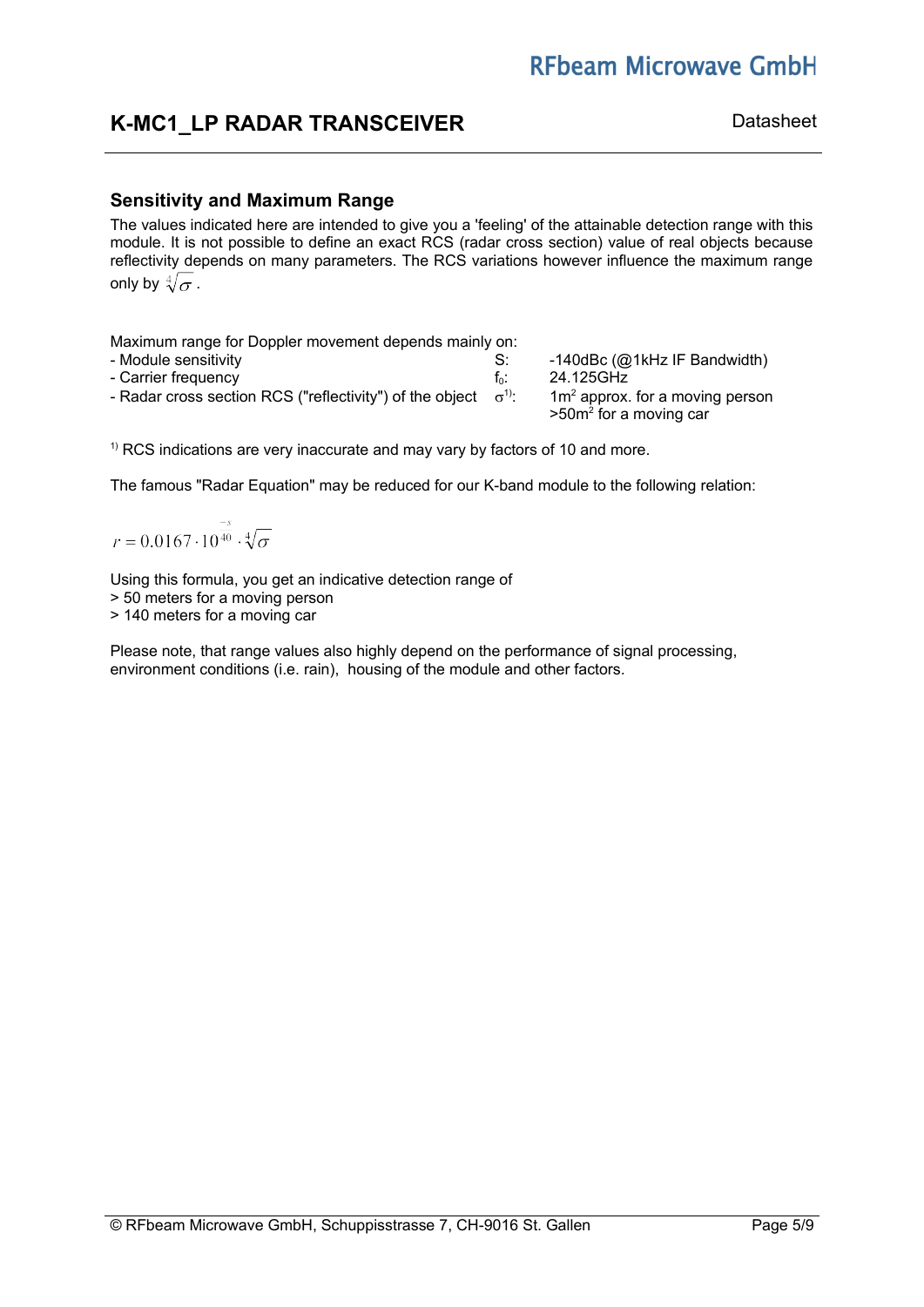## Sensitivity and Maximum Range

The values indicated here are intended to give you a 'feeling' of the attainable detection range with this module. It is not possible to define an exact RCS (radar cross section) value of real objects because reflectivity depends on many parameters. The RCS variations however influence the maximum range only by $\sqrt[4]{\sigma}$.

Maximum range for Doppler movement depends mainly on:

| | | |
|---|---|---|
| - Module sensitivity | S: | -140dBc (@1kHz IF Bandwidth) |
| - Carrier frequency | $f_0$: | 24.125GHz |
| - Radar cross section RCS ("reflectivity") of the object | $\sigma$[1]: | $1m^2$ approx. for a moving person<br>$>50m^2$ for a moving car |

[1] RCS indications are very inaccurate and may vary by factors of 10 and more.

The famous "Radar Equation" may be reduced for our K-band module to the following relation:

$$r = 0.0167 \cdot 10^{\frac{-S}{40}} \cdot \sqrt[4]{\sigma}$$

Using this formula, you get an indicative detection range of
> 50 meters for a moving person
> 140 meters for a moving car

Please note, that range values also highly depend on the performance of signal processing, environment conditions (i.e. rain), housing of the module and other factors.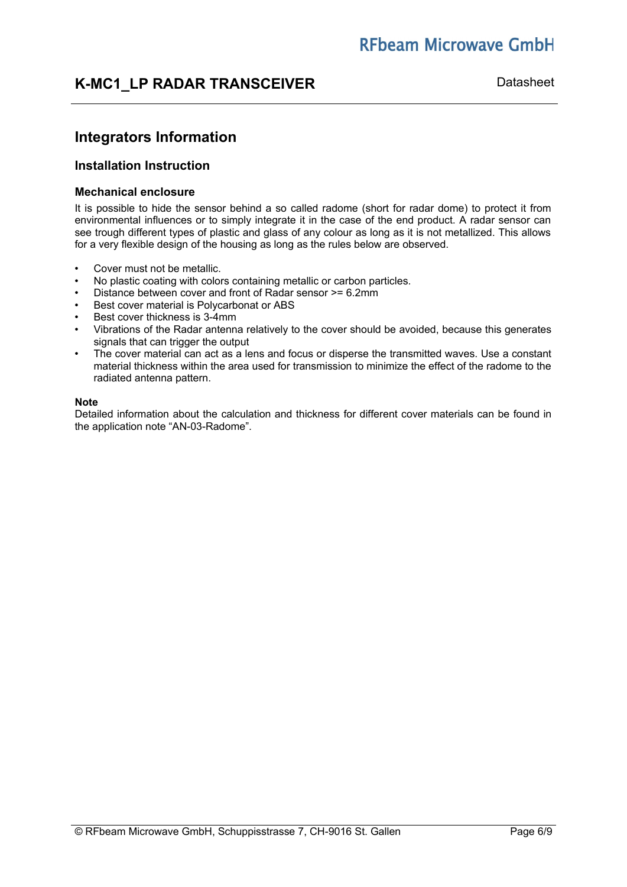# Integrators Information

## Installation Instruction

### Mechanical enclosure

It is possible to hide the sensor behind a so called radome (short for radar dome) to protect it from environmental influences or to simply integrate it in the case of the end product. A radar sensor can see trough different types of plastic and glass of any colour as long as it is not metallized. This allows for a very flexible design of the housing as long as the rules below are observed.

- Cover must not be metallic.
- No plastic coating with colors containing metallic or carbon particles.
- Distance between cover and front of Radar sensor >= 6.2mm
- Best cover material is Polycarbonat or ABS
- Best cover thickness is 3-4mm
- Vibrations of the Radar antenna relatively to the cover should be avoided, because this generates signals that can trigger the output
- The cover material can act as a lens and focus or disperse the transmitted waves. Use a constant material thickness within the area used for transmission to minimize the effect of the radome to the radiated antenna pattern.

**Note**
Detailed information about the calculation and thickness for different cover materials can be found in the application note "AN-03-Radome".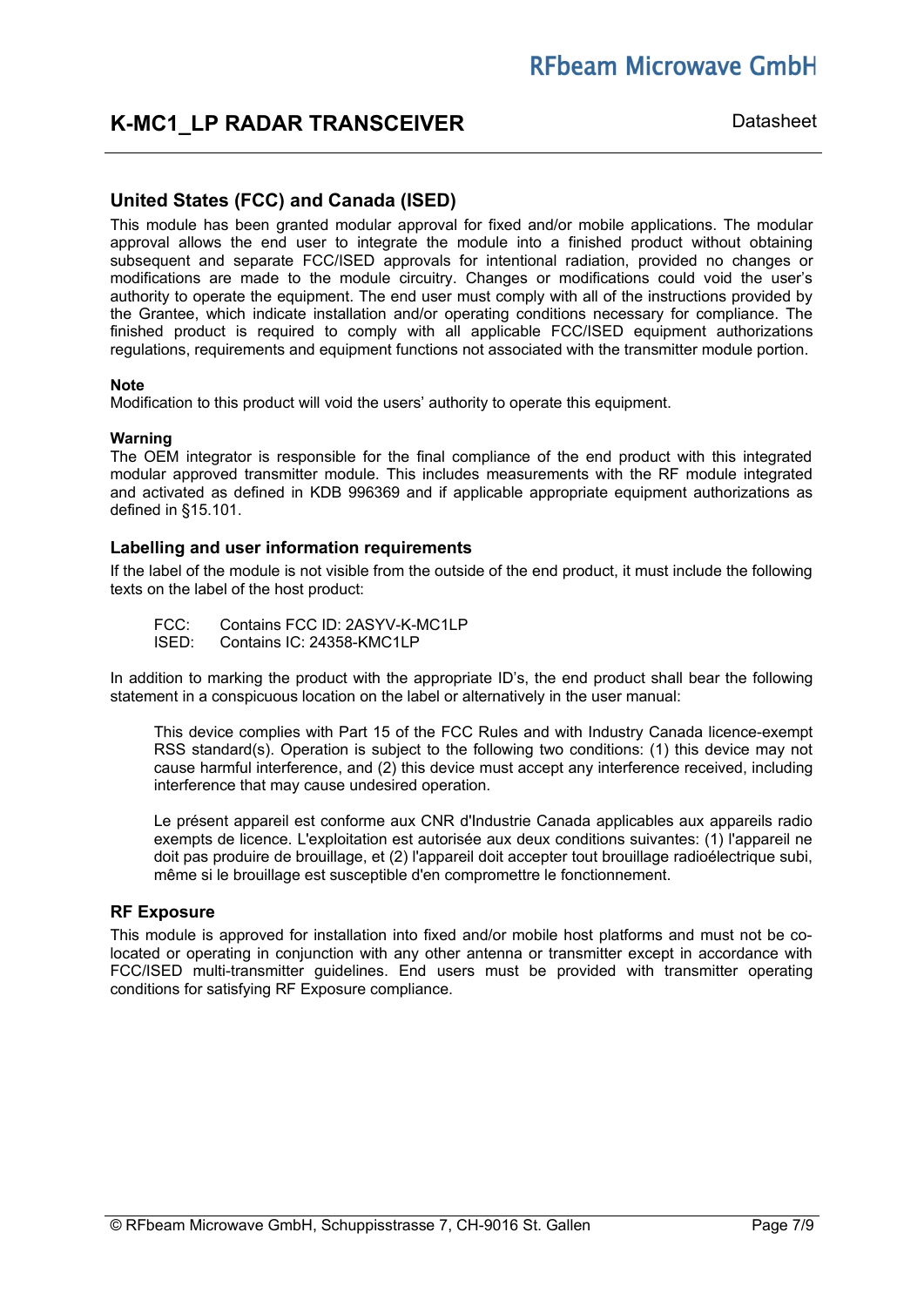## United States (FCC) and Canada (ISED)

This module has been granted modular approval for fixed and/or mobile applications. The modular approval allows the end user to integrate the module into a finished product without obtaining subsequent and separate FCC/ISED approvals for intentional radiation, provided no changes or modifications are made to the module circuitry. Changes or modifications could void the user's authority to operate the equipment. The end user must comply with all of the instructions provided by the Grantee, which indicate installation and/or operating conditions necessary for compliance. The finished product is required to comply with all applicable FCC/ISED equipment authorizations regulations, requirements and equipment functions not associated with the transmitter module portion.

**Note**

Modification to this product will void the users' authority to operate this equipment.

**Warning**

The OEM integrator is responsible for the final compliance of the end product with this integrated modular approved transmitter module. This includes measurements with the RF module integrated and activated as defined in KDB 996369 and if applicable appropriate equipment authorizations as defined in §15.101.

### Labelling and user information requirements

If the label of the module is not visible from the outside of the end product, it must include the following texts on the label of the host product:

FCC: Contains FCC ID: 2ASYV-K-MC1LP
ISED: Contains IC: 24358-KMC1LP

In addition to marking the product with the appropriate ID's, the end product shall bear the following statement in a conspicuous location on the label or alternatively in the user manual:

> This device complies with Part 15 of the FCC Rules and with Industry Canada licence-exempt RSS standard(s). Operation is subject to the following two conditions: (1) this device may not cause harmful interference, and (2) this device must accept any interference received, including interference that may cause undesired operation.
>
> Le présent appareil est conforme aux CNR d'Industrie Canada applicables aux appareils radio exempts de licence. L'exploitation est autorisée aux deux conditions suivantes: (1) l'appareil ne doit pas produire de brouillage, et (2) l'appareil doit accepter tout brouillage radioélectrique subi, même si le brouillage est susceptible d'en compromettre le fonctionnement.

### RF Exposure

This module is approved for installation into fixed and/or mobile host platforms and must not be co-located or operating in conjunction with any other antenna or transmitter except in accordance with FCC/ISED multi-transmitter guidelines. End users must be provided with transmitter operating conditions for satisfying RF Exposure compliance.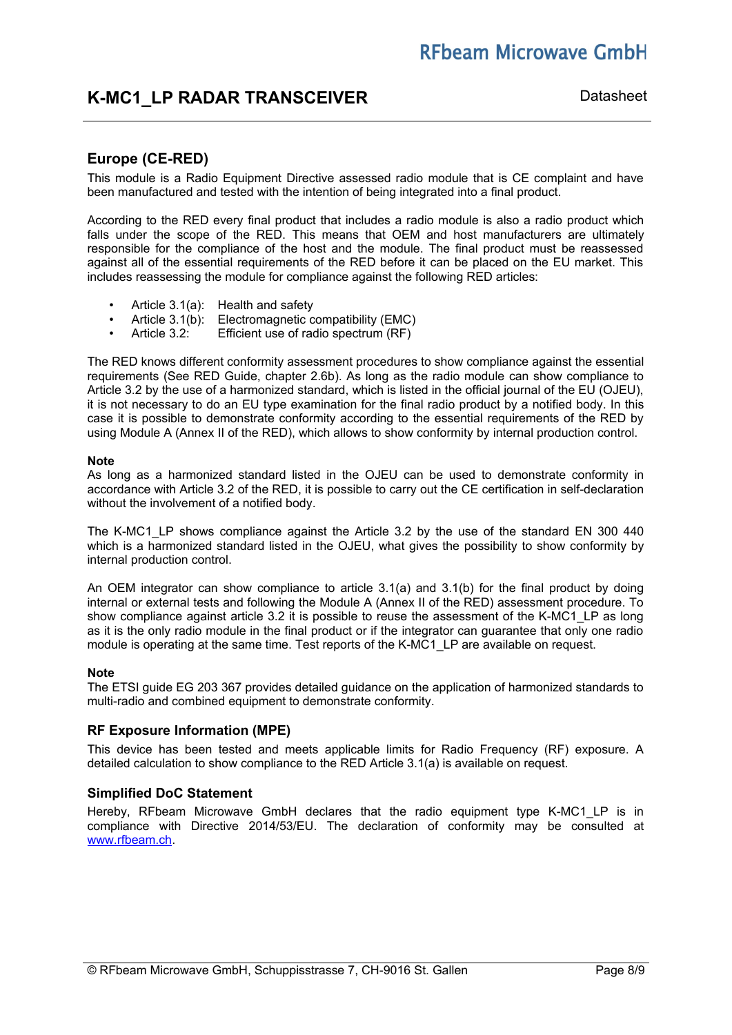## Europe (CE-RED)

This module is a Radio Equipment Directive assessed radio module that is CE complaint and have been manufactured and tested with the intention of being integrated into a final product.

According to the RED every final product that includes a radio module is also a radio product which falls under the scope of the RED. This means that OEM and host manufacturers are ultimately responsible for the compliance of the host and the module. The final product must be reassessed against all of the essential requirements of the RED before it can be placed on the EU market. This includes reassessing the module for compliance against the following RED articles:

- Article 3.1(a): Health and safety
- Article 3.1(b): Electromagnetic compatibility (EMC)
- Article 3.2: Efficient use of radio spectrum (RF)

The RED knows different conformity assessment procedures to show compliance against the essential requirements (See RED Guide, chapter 2.6b). As long as the radio module can show compliance to Article 3.2 by the use of a harmonized standard, which is listed in the official journal of the EU (OJEU), it is not necessary to do an EU type examination for the final radio product by a notified body. In this case it is possible to demonstrate conformity according to the essential requirements of the RED by using Module A (Annex II of the RED), which allows to show conformity by internal production control.

**Note**

As long as a harmonized standard listed in the OJEU can be used to demonstrate conformity in accordance with Article 3.2 of the RED, it is possible to carry out the CE certification in self-declaration without the involvement of a notified body.

The K-MC1_LP shows compliance against the Article 3.2 by the use of the standard EN 300 440 which is a harmonized standard listed in the OJEU, what gives the possibility to show conformity by internal production control.

An OEM integrator can show compliance to article 3.1(a) and 3.1(b) for the final product by doing internal or external tests and following the Module A (Annex II of the RED) assessment procedure. To show compliance against article 3.2 it is possible to reuse the assessment of the K-MC1_LP as long as it is the only radio module in the final product or if the integrator can guarantee that only one radio module is operating at the same time. Test reports of the K-MC1_LP are available on request.

**Note**

The ETSI guide EG 203 367 provides detailed guidance on the application of harmonized standards to multi-radio and combined equipment to demonstrate conformity.

### RF Exposure Information (MPE)

This device has been tested and meets applicable limits for Radio Frequency (RF) exposure. A detailed calculation to show compliance to the RED Article 3.1(a) is available on request.

### Simplified DoC Statement

Hereby, RFbeam Microwave GmbH declares that the radio equipment type K-MC1_LP is in compliance with Directive 2014/53/EU. The declaration of conformity may be consulted at [www.rfbeam.ch](http://www.rfbeam.ch).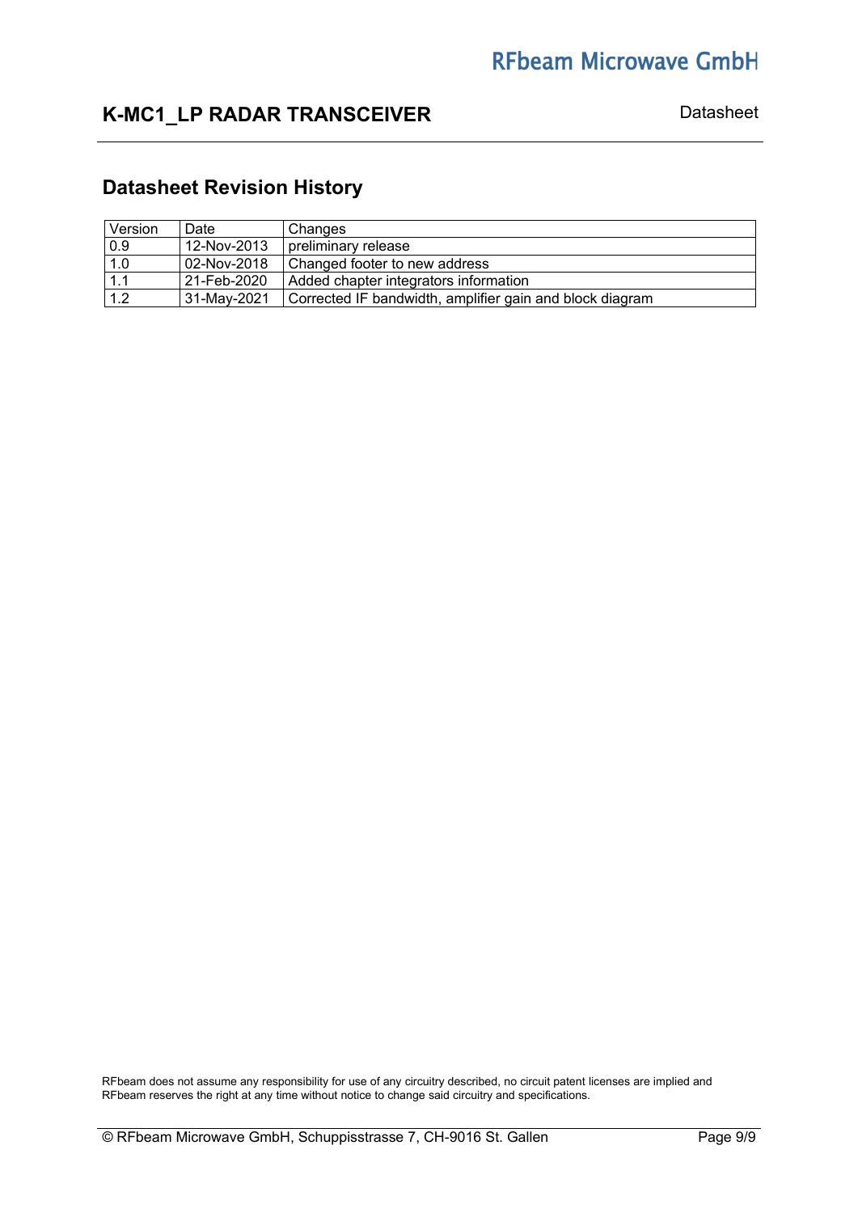## Datasheet Revision History

| Version | Date | Changes |
| --- | --- | --- |
| 0.9 | 12-Nov-2013 | preliminary release |
| 1.0 | 02-Nov-2018 | Changed footer to new address |
| 1.1 | 21-Feb-2020 | Added chapter integrators information |
| 1.2 | 31-May-2021 | Corrected IF bandwidth, amplifier gain and block diagram |

RFbeam does not assume any responsibility for use of any circuitry described, no circuit patent licenses are implied and RFbeam reserves the right at any time without notice to change said circuitry and specifications.